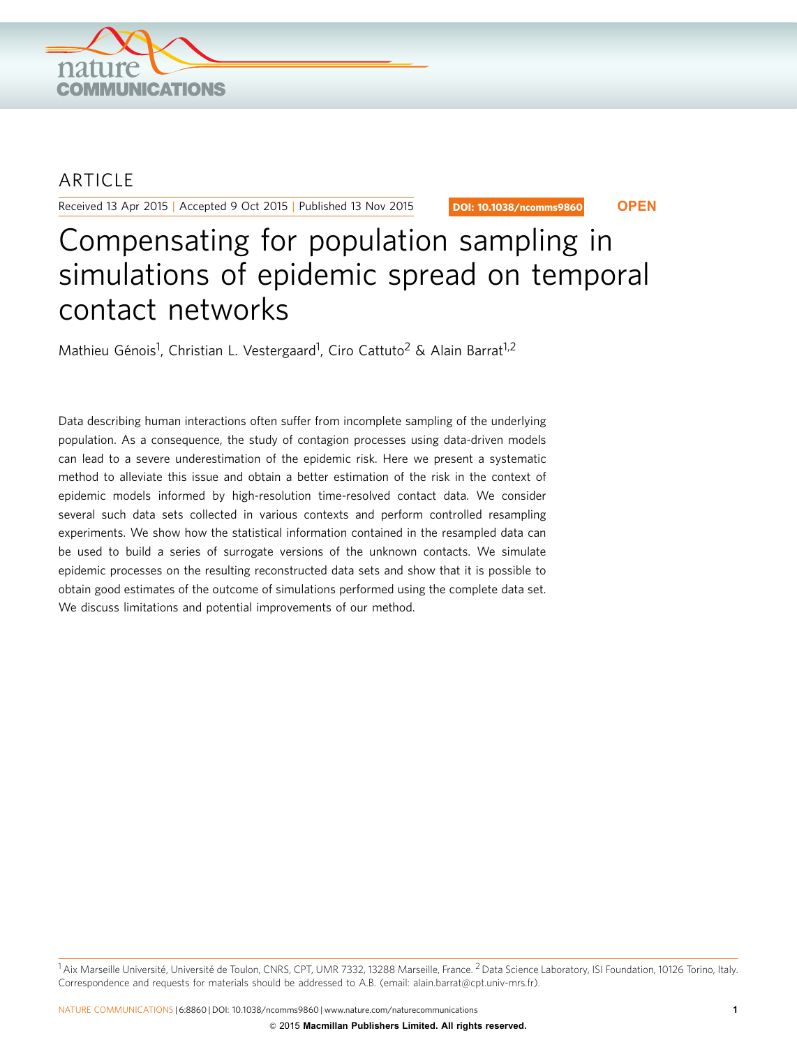ARTICLE

Received 13 Apr 2015 | Accepted 9 Oct 2015 | Published 13 Nov 2015

DOI: 10.1038/ncomms9860 **OPEN**

# Compensating for population sampling in simulations of epidemic spread on temporal contact networks

Mathieu Génois[1], Christian L. Vestergaard[1], Ciro Cattuto[2] & Alain Barrat[1,2]

Data describing human interactions often suffer from incomplete sampling of the underlying population. As a consequence, the study of contagion processes using data-driven models can lead to a severe underestimation of the epidemic risk. Here we present a systematic method to alleviate this issue and obtain a better estimation of the risk in the context of epidemic models informed by high-resolution time-resolved contact data. We consider several such data sets collected in various contexts and perform controlled resampling experiments. We show how the statistical information contained in the resampled data can be used to build a series of surrogate versions of the unknown contacts. We simulate epidemic processes on the resulting reconstructed data sets and show that it is possible to obtain good estimates of the outcome of simulations performed using the complete data set. We discuss limitations and potential improvements of our method.

[1] Aix Marseille Université, Université de Toulon, CNRS, CPT, UMR 7332, 13288 Marseille, France. [2] Data Science Laboratory, ISI Foundation, 10126 Torino, Italy. Correspondence and requests for materials should be addressed to A.B. (email: alain.barrat@cpt.univ-mrs.fr).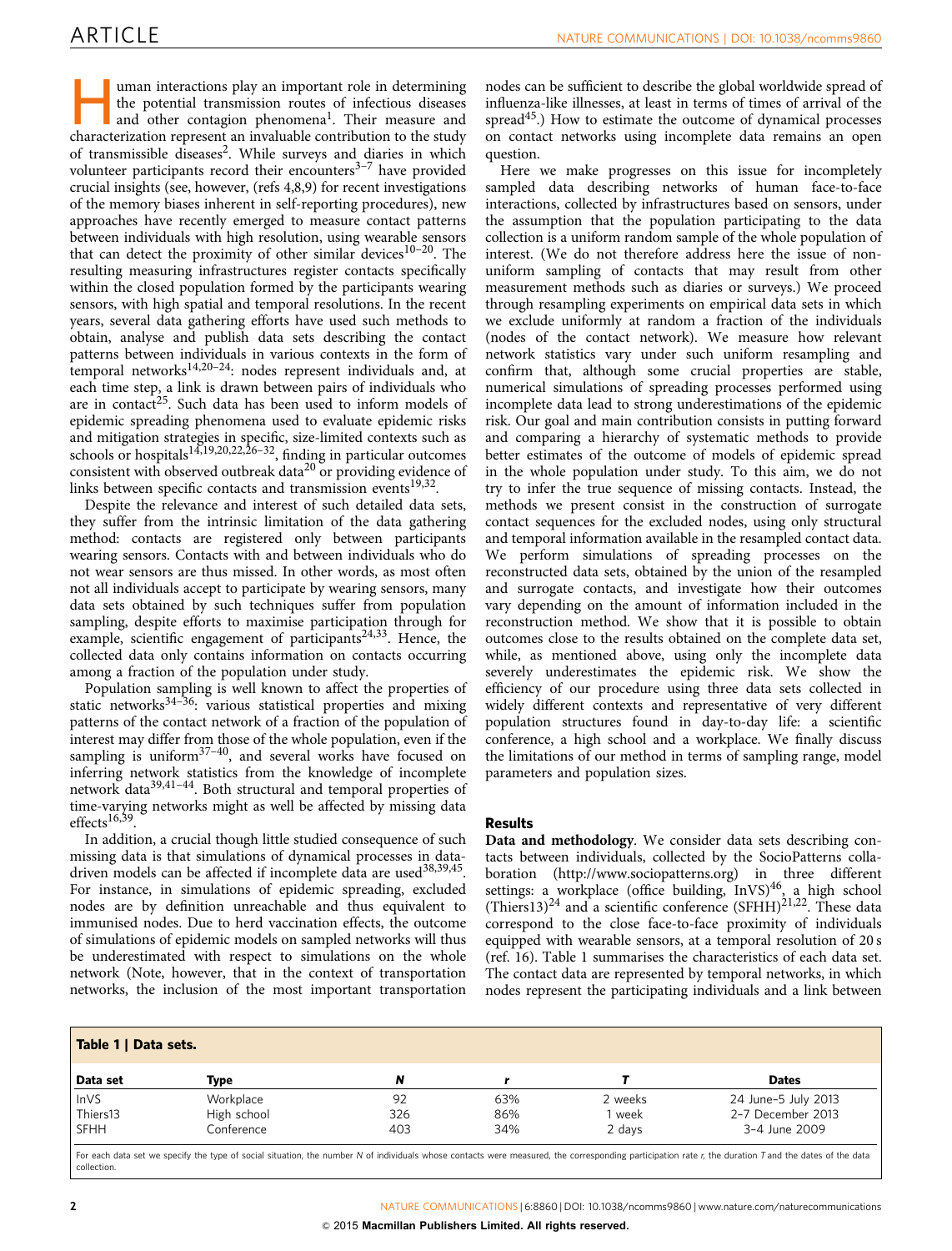Human interactions play an important role in determining the potential transmission routes of infectious diseases and other contagion phenomena[1]. Their measure and characterization represent an invaluable contribution to the study of transmissible diseases[2]. While surveys and diaries in which volunteer participants record their encounters[3–7] have provided crucial insights (see, however, (refs 4,8,9) for recent investigations of the memory biases inherent in self-reporting procedures), new approaches have recently emerged to measure contact patterns between individuals with high resolution, using wearable sensors that can detect the proximity of other similar devices[10–20]. The resulting measuring infrastructures register contacts specifically within the closed population formed by the participants wearing sensors, with high spatial and temporal resolutions. In the recent years, several data gathering efforts have used such methods to obtain, analyse and publish data sets describing the contact patterns between individuals in various contexts in the form of temporal networks[14,20–24]: nodes represent individuals and, at each time step, a link is drawn between pairs of individuals who are in contact[25]. Such data has been used to inform models of epidemic spreading phenomena used to evaluate epidemic risks and mitigation strategies in specific, size-limited contexts such as schools or hospitals[14,19,20,22,26–32], finding in particular outcomes consistent with observed outbreak data[20] or providing evidence of links between specific contacts and transmission events[19,32].

Despite the relevance and interest of such detailed data sets, they suffer from the intrinsic limitation of the data gathering method: contacts are registered only between participants wearing sensors. Contacts with and between individuals who do not wear sensors are thus missed. In other words, as most often not all individuals accept to participate by wearing sensors, many data sets obtained by such techniques suffer from population sampling, despite efforts to maximise participation through for example, scientific engagement of participants[24,33]. Hence, the collected data only contains information on contacts occurring among a fraction of the population under study.

Population sampling is well known to affect the properties of static networks[34–36]: various statistical properties and mixing patterns of the contact network of a fraction of the population of interest may differ from those of the whole population, even if the sampling is uniform[37–40], and several works have focused on inferring network statistics from the knowledge of incomplete network data[39,41–44]. Both structural and temporal properties of time-varying networks might as well be affected by missing data effects[16,39].

In addition, a crucial though little studied consequence of such missing data is that simulations of dynamical processes in data-driven models can be affected if incomplete data are used[38,39,45]. For instance, in simulations of epidemic spreading, excluded nodes are by definition unreachable and thus equivalent to immunised nodes. Due to herd vaccination effects, the outcome of simulations of epidemic models on sampled networks will thus be underestimated with respect to simulations on the whole network (Note, however, that in the context of transportation networks, the inclusion of the most important transportation nodes can be sufficient to describe the global worldwide spread of influenza-like illnesses, at least in terms of times of arrival of the spread[45].) How to estimate the outcome of dynamical processes on contact networks using incomplete data remains an open question.

Here we make progresses on this issue for incompletely sampled data describing networks of human face-to-face interactions, collected by infrastructures based on sensors, under the assumption that the population participating to the data collection is a uniform random sample of the whole population of interest. (We do not therefore address here the issue of non-uniform sampling of contacts that may result from other measurement methods such as diaries or surveys.) We proceed through resampling experiments on empirical data sets in which we exclude uniformly at random a fraction of the individuals (nodes of the contact network). We measure how relevant network statistics vary under such uniform resampling and confirm that, although some crucial properties are stable, numerical simulations of spreading processes performed using incomplete data lead to strong underestimations of the epidemic risk. Our goal and main contribution consists in putting forward and comparing a hierarchy of systematic methods to provide better estimates of the outcome of models of epidemic spread in the whole population under study. To this aim, we do not try to infer the true sequence of missing contacts. Instead, the methods we present consist in the construction of surrogate contact sequences for the excluded nodes, using only structural and temporal information available in the resampled contact data. We perform simulations of spreading processes on the reconstructed data sets, obtained by the union of the resampled and surrogate contacts, and investigate how their outcomes vary depending on the amount of information included in the reconstruction method. We show that it is possible to obtain outcomes close to the results obtained on the complete data set, while, as mentioned above, using only the incomplete data severely underestimates the epidemic risk. We show the efficiency of our procedure using three data sets collected in widely different contexts and representative of very different population structures found in day-to-day life: a scientific conference, a high school and a workplace. We finally discuss the limitations of our method in terms of sampling range, model parameters and population sizes.

## Results

**Data and methodology**. We consider data sets describing contacts between individuals, collected by the SocioPatterns collaboration (http://www.sociopatterns.org) in three different settings: a workplace (office building, InVS)[46], a high school (Thiers13)[24] and a scientific conference (SFHH)[21,22]. These data correspond to the close face-to-face proximity of individuals equipped with wearable sensors, at a temporal resolution of 20 s (ref. 16). Table 1 summarises the characteristics of each data set. The contact data are represented by temporal networks, in which nodes represent the participating individuals and a link between

**Table 1 | Data sets.**

| Data set | Type | $N$ | $r$ | $T$ | Dates |
|---|---|---|---|---|---|
| InVS | Workplace | 92 | 63% | 2 weeks | 24 June–5 July 2013 |
| Thiers13 | High school | 326 | 86% | 1 week | 2–7 December 2013 |
| SFHH | Conference | 403 | 34% | 2 days | 3–4 June 2009 |

For each data set we specify the type of social situation, the number $N$ of individuals whose contacts were measured, the corresponding participation rate $r$, the duration $T$ and the dates of the data collection.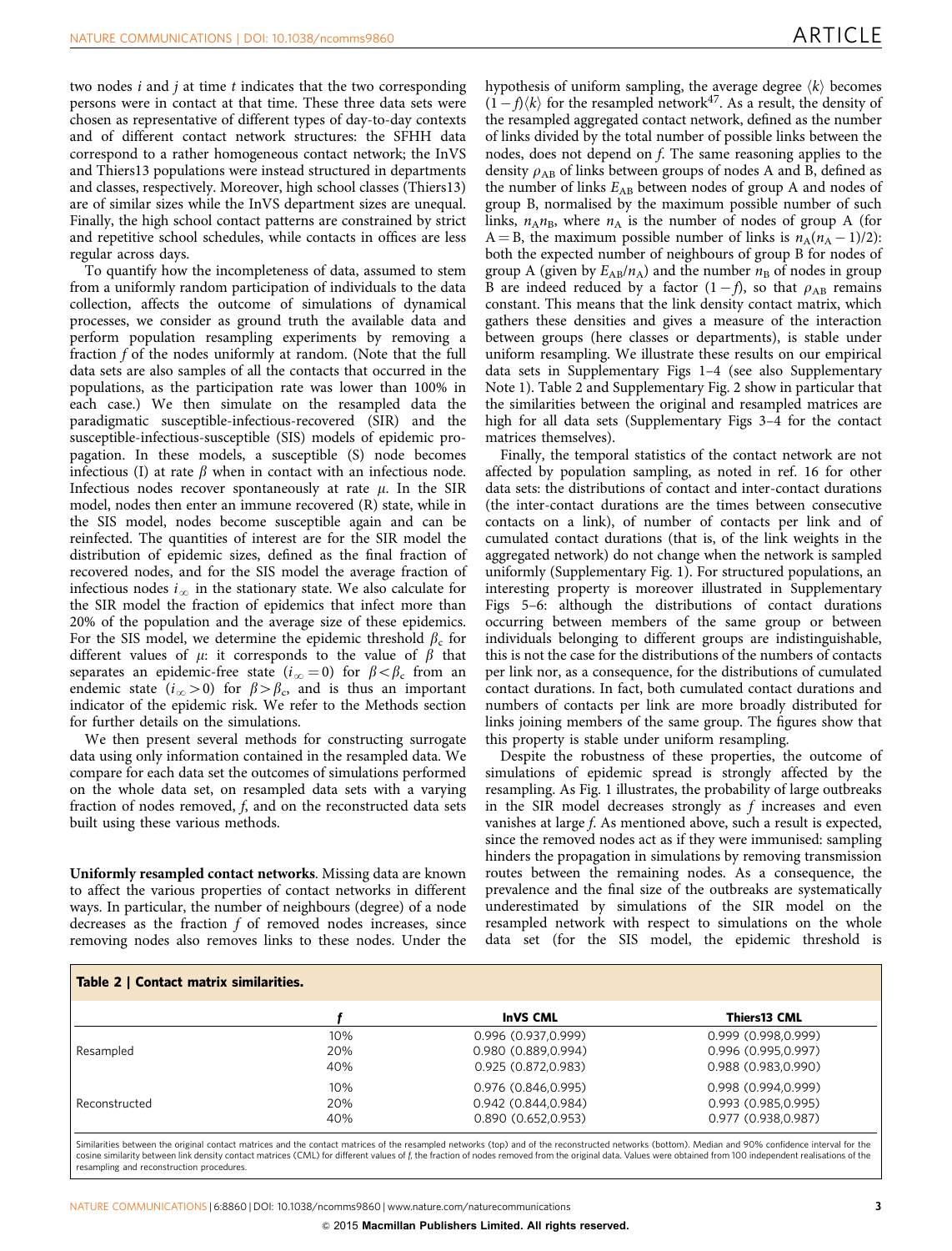two nodes $i$ and $j$ at time $t$ indicates that the two corresponding persons were in contact at that time. These three data sets were chosen as representative of different types of day-to-day contexts and of different contact network structures: the SFHH data correspond to a rather homogeneous contact network; the InVS and Thiers13 populations were instead structured in departments and classes, respectively. Moreover, high school classes (Thiers13) are of similar sizes while the InVS department sizes are unequal. Finally, the high school contact patterns are constrained by strict and repetitive school schedules, while contacts in offices are less regular across days.

To quantify how the incompleteness of data, assumed to stem from a uniformly random participation of individuals to the data collection, affects the outcome of simulations of dynamical processes, we consider as ground truth the available data and perform population resampling experiments by removing a fraction $f$ of the nodes uniformly at random. (Note that the full data sets are also samples of all the contacts that occurred in the populations, as the participation rate was lower than 100% in each case.) We then simulate on the resampled data the paradigmatic susceptible-infectious-recovered (SIR) and the susceptible-infectious-susceptible (SIS) models of epidemic propagation. In these models, a susceptible (S) node becomes infectious (I) at rate $\beta$ when in contact with an infectious node. Infectious nodes recover spontaneously at rate $\mu$. In the SIR model, nodes then enter an immune recovered (R) state, while in the SIS model, nodes become susceptible again and can be reinfected. The quantities of interest are for the SIR model the distribution of epidemic sizes, defined as the final fraction of recovered nodes, and for the SIS model the average fraction of infectious nodes $i_\infty$ in the stationary state. We also calculate for the SIR model the fraction of epidemics that infect more than 20% of the population and the average size of these epidemics. For the SIS model, we determine the epidemic threshold $\beta_c$ for different values of $\mu$: it corresponds to the value of $\beta$ that separates an epidemic-free state ($i_\infty = 0$) for $\beta < \beta_c$ from an endemic state ($i_\infty > 0$) for $\beta > \beta_c$, and is thus an important indicator of the epidemic risk. We refer to the Methods section for further details on the simulations.

We then present several methods for constructing surrogate data using only information contained in the resampled data. We compare for each data set the outcomes of simulations performed on the whole data set, on resampled data sets with a varying fraction of nodes removed, $f$, and on the reconstructed data sets built using these various methods.

**Uniformly resampled contact networks**. Missing data are known to affect the various properties of contact networks in different ways. In particular, the number of neighbours (degree) of a node decreases as the fraction $f$ of removed nodes increases, since removing nodes also removes links to these nodes. Under the hypothesis of uniform sampling, the average degree $\langle k \rangle$ becomes $(1-f)\langle k \rangle$ for the resampled network[47]. As a result, the density of the resampled aggregated contact network, defined as the number of links divided by the total number of possible links between the nodes, does not depend on $f$. The same reasoning applies to the density $\rho_{AB}$ of links between groups of nodes A and B, defined as the number of links $E_{AB}$ between nodes of group A and nodes of group B, normalised by the maximum possible number of such links, $n_A n_B$, where $n_A$ is the number of nodes of group A (for A = B, the maximum possible number of links is $n_A(n_A-1)/2$): both the expected number of neighbours of group B for nodes of group A (given by $E_{AB}/n_A$) and the number $n_B$ of nodes in group B are indeed reduced by a factor $(1-f)$, so that $\rho_{AB}$ remains constant. This means that the link density contact matrix, which gathers these densities and gives a measure of the interaction between groups (here classes or departments), is stable under uniform resampling. We illustrate these results on our empirical data sets in Supplementary Figs 1–4 (see also Supplementary Note 1). Table 2 and Supplementary Fig. 2 show in particular that the similarities between the original and resampled matrices are high for all data sets (Supplementary Figs 3–4 for the contact matrices themselves).

Finally, the temporal statistics of the contact network are not affected by population sampling, as noted in ref. 16 for other data sets: the distributions of contact and inter-contact durations (the inter-contact durations are the times between consecutive contacts on a link), of number of contacts per link and of cumulated contact durations (that is, of the link weights in the aggregated network) do not change when the network is sampled uniformly (Supplementary Fig. 1). For structured populations, an interesting property is moreover illustrated in Supplementary Figs 5–6: although the distributions of contact durations occurring between members of the same group or between individuals belonging to different groups are indistinguishable, this is not the case for the distributions of the numbers of contacts per link nor, as a consequence, for the distributions of cumulated contact durations. In fact, both cumulated contact durations and numbers of contacts per link are more broadly distributed for links joining members of the same group. The figures show that this property is stable under uniform resampling.

Despite the robustness of these properties, the outcome of simulations of epidemic spread is strongly affected by the resampling. As Fig. 1 illustrates, the probability of large outbreaks in the SIR model decreases strongly as $f$ increases and even vanishes at large $f$. As mentioned above, such a result is expected, since the removed nodes act as if they were immunised: sampling hinders the propagation in simulations by removing transmission routes between the remaining nodes. As a consequence, the prevalence and the final size of the outbreaks are systematically underestimated by simulations of the SIR model on the resampled network with respect to simulations on the whole data set (for the SIS model, the epidemic threshold is

**Table 2 | Contact matrix similarities.**

| | $f$ | InVS CML | Thiers13 CML |
|---|---|---|---|
| Resampled | 10% | 0.996 (0.937,0.999) | 0.999 (0.998,0.999) |
| | 20% | 0.980 (0.889,0.994) | 0.996 (0.995,0.997) |
| | 40% | 0.925 (0.872,0.983) | 0.988 (0.983,0.990) |
| Reconstructed | 10% | 0.976 (0.846,0.995) | 0.998 (0.994,0.999) |
| | 20% | 0.942 (0.844,0.984) | 0.993 (0.985,0.995) |
| | 40% | 0.890 (0.652,0.953) | 0.977 (0.938,0.987) |

Similarities between the original contact matrices and the contact matrices of the resampled networks (top) and of the reconstructed networks (bottom). Median and 90% confidence interval for the cosine similarity between link density contact matrices (CML) for different values of $f$, the fraction of nodes removed from the original data. Values were obtained from 100 independent realisations of the resampling and reconstruction procedures.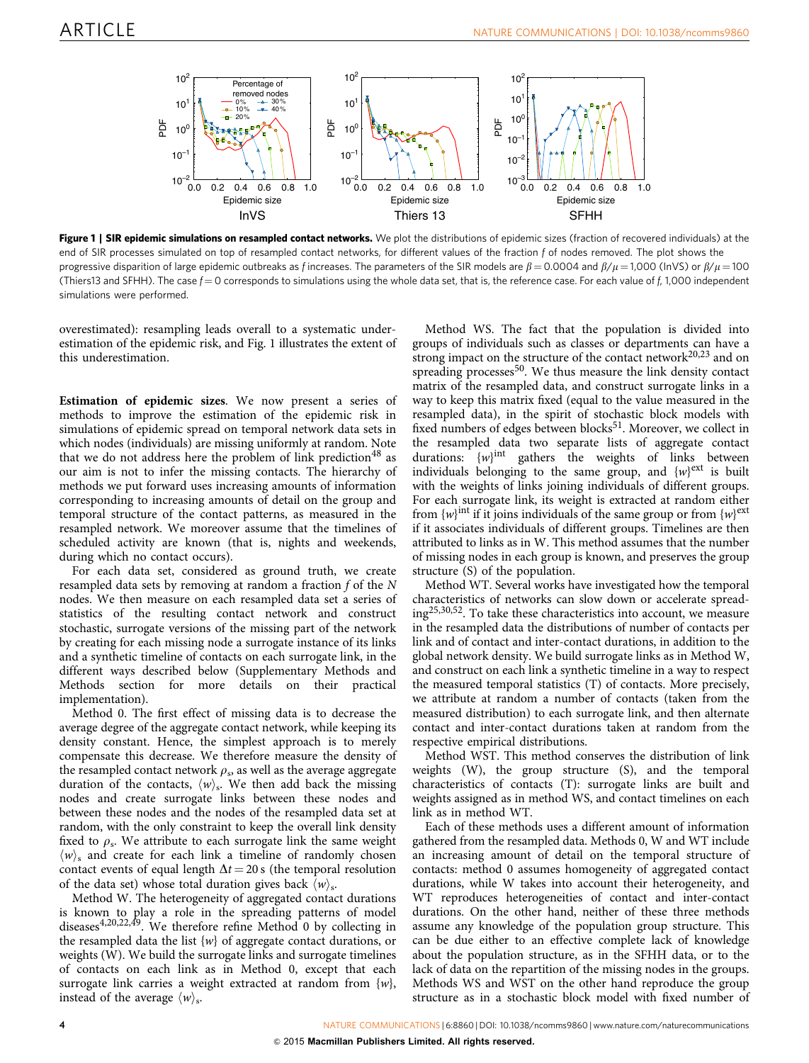**Figure 1 | SIR epidemic simulations on resampled contact networks.** We plot the distributions of epidemic sizes (fraction of recovered individuals) at the end of SIR processes simulated on top of resampled contact networks, for different values of the fraction $f$ of nodes removed. The plot shows the progressive disparition of large epidemic outbreaks as $f$ increases. The parameters of the SIR models are $\beta = 0.0004$ and $\beta/\mu = 1{,}000$ (InVS) or $\beta/\mu = 100$ (Thiers13 and SFHH). The case $f = 0$ corresponds to simulations using the whole data set, that is, the reference case. For each value of $f$, 1,000 independent simulations were performed.

overestimated): resampling leads overall to a systematic underestimation of the epidemic risk, and Fig. 1 illustrates the extent of this underestimation.

**Estimation of epidemic sizes**. We now present a series of methods to improve the estimation of the epidemic risk in simulations of epidemic spread on temporal network data sets in which nodes (individuals) are missing uniformly at random. Note that we do not address here the problem of link prediction[48] as our aim is not to infer the missing contacts. The hierarchy of methods we put forward uses increasing amounts of information corresponding to increasing amounts of detail on the group and temporal structure of the contact patterns, as measured in the resampled network. We moreover assume that the timelines of scheduled activity are known (that is, nights and weekends, during which no contact occurs).

For each data set, considered as ground truth, we create resampled data sets by removing at random a fraction $f$ of the $N$ nodes. We then measure on each resampled data set a series of statistics of the resulting contact network and construct stochastic, surrogate versions of the missing part of the network by creating for each missing node a surrogate instance of its links and a synthetic timeline of contacts on each surrogate link, in the different ways described below (Supplementary Methods and Methods section for more details on their practical implementation).

Method 0. The first effect of missing data is to decrease the average degree of the aggregate contact network, while keeping its density constant. Hence, the simplest approach is to merely compensate this decrease. We therefore measure the density of the resampled contact network $\rho_s$, as well as the average aggregate duration of the contacts, $\langle w \rangle_s$. We then add back the missing nodes and create surrogate links between these nodes and between these nodes and the nodes of the resampled data set at random, with the only constraint to keep the overall link density fixed to $\rho_s$. We attribute to each surrogate link the same weight $\langle w \rangle_s$ and create for each link a timeline of randomly chosen contact events of equal length $\Delta t = 20$ s (the temporal resolution of the data set) whose total duration gives back $\langle w \rangle_s$.

Method W. The heterogeneity of aggregated contact durations is known to play a role in the spreading patterns of model diseases[4,20,22,49]. We therefore refine Method 0 by collecting in the resampled data the list $\{w\}$ of aggregate contact durations, or weights (W). We build the surrogate links and surrogate timelines of contacts on each link as in Method 0, except that each surrogate link carries a weight extracted at random from $\{w\}$, instead of the average $\langle w \rangle_s$.

Method WS. The fact that the population is divided into groups of individuals such as classes or departments can have a strong impact on the structure of the contact network[20,23] and on spreading processes[50]. We thus measure the link density contact matrix of the resampled data, and construct surrogate links in a way to keep this matrix fixed (equal to the value measured in the resampled data), in the spirit of stochastic block models with fixed numbers of edges between blocks[51]. Moreover, we collect in the resampled data two separate lists of aggregate contact durations: $\{w\}^{\text{int}}$ gathers the weights of links between individuals belonging to the same group, and $\{w\}^{\text{ext}}$ is built with the weights of links joining individuals of different groups. For each surrogate link, its weight is extracted at random either from $\{w\}^{\text{int}}$ if it joins individuals of the same group or from $\{w\}^{\text{ext}}$ if it associates individuals of different groups. Timelines are then attributed to links as in W. This method assumes that the number of missing nodes in each group is known, and preserves the group structure (S) of the population.

Method WT. Several works have investigated how the temporal characteristics of networks can slow down or accelerate spreading[25,30,52]. To take these characteristics into account, we measure in the resampled data the distributions of number of contacts per link and of contact and inter-contact durations, in addition to the global network density. We build surrogate links as in Method W, and construct on each link a synthetic timeline in a way to respect the measured temporal statistics (T) of contacts. More precisely, we attribute at random a number of contacts (taken from the measured distribution) to each surrogate link, and then alternate contact and inter-contact durations taken at random from the respective empirical distributions.

Method WST. This method conserves the distribution of link weights (W), the group structure (S), and the temporal characteristics of contacts (T): surrogate links are built and weights assigned as in method WS, and contact timelines on each link as in method WT.

Each of these methods uses a different amount of information gathered from the resampled data. Methods 0, W and WT include an increasing amount of detail on the temporal structure of contacts: method 0 assumes homogeneity of aggregated contact durations, while W takes into account their heterogeneity, and WT reproduces heterogeneities of contact and inter-contact durations. On the other hand, neither of these three methods assume any knowledge of the population group structure. This can be due either to an effective complete lack of knowledge about the population structure, as in the SFHH data, or to the lack of data on the repartition of the missing nodes in the groups. Methods WS and WST on the other hand reproduce the group structure as in a stochastic block model with fixed number of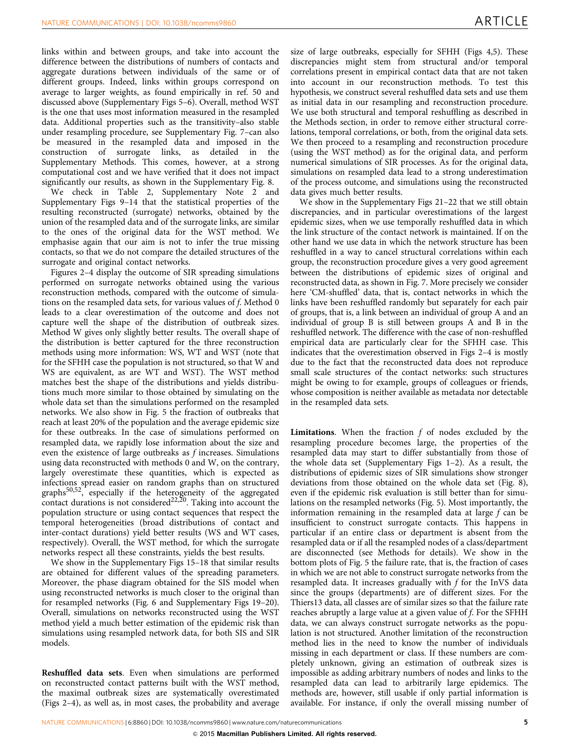links within and between groups, and take into account the difference between the distributions of numbers of contacts and aggregate durations between individuals of the same or of different groups. Indeed, links within groups correspond on average to larger weights, as found empirically in ref. 50 and discussed above (Supplementary Figs 5–6). Overall, method WST is the one that uses most information measured in the resampled data. Additional properties such as the transitivity–also stable under resampling procedure, see Supplementary Fig. 7–can also be measured in the resampled data and imposed in the construction of surrogate links, as detailed in the Supplementary Methods. This comes, however, at a strong computational cost and we have verified that it does not impact significantly our results, as shown in the Supplementary Fig. 8.

We check in Table 2, Supplementary Note 2 and Supplementary Figs 9–14 that the statistical properties of the resulting reconstructed (surrogate) networks, obtained by the union of the resampled data and of the surrogate links, are similar to the ones of the original data for the WST method. We emphasise again that our aim is not to infer the true missing contacts, so that we do not compare the detailed structures of the surrogate and original contact networks.

Figures 2–4 display the outcome of SIR spreading simulations performed on surrogate networks obtained using the various reconstruction methods, compared with the outcome of simulations on the resampled data sets, for various values of $f$. Method 0 leads to a clear overestimation of the outcome and does not capture well the shape of the distribution of outbreak sizes. Method W gives only slightly better results. The overall shape of the distribution is better captured for the three reconstruction methods using more information: WS, WT and WST (note that for the SFHH case the population is not structured, so that W and WS are equivalent, as are WT and WST). The WST method matches best the shape of the distributions and yields distributions much more similar to those obtained by simulating on the whole data set than the simulations performed on the resampled networks. We also show in Fig. 5 the fraction of outbreaks that reach at least 20% of the population and the average epidemic size for these outbreaks. In the case of simulations performed on resampled data, we rapidly lose information about the size and even the existence of large outbreaks as $f$ increases. Simulations using data reconstructed with methods 0 and W, on the contrary, largely overestimate these quantities, which is expected as infections spread easier on random graphs than on structured graphs[50,52], especially if the heterogeneity of the aggregated contact durations is not considered[22,20]. Taking into account the population structure or using contact sequences that respect the temporal heterogeneities (broad distributions of contact and inter-contact durations) yield better results (WS and WT cases, respectively). Overall, the WST method, for which the surrogate networks respect all these constraints, yields the best results.

We show in the Supplementary Figs 15–18 that similar results are obtained for different values of the spreading parameters. Moreover, the phase diagram obtained for the SIS model when using reconstructed networks is much closer to the original than for resampled networks (Fig. 6 and Supplementary Figs 19–20). Overall, simulations on networks reconstructed using the WST method yield a much better estimation of the epidemic risk than simulations using resampled network data, for both SIS and SIR models.

**Reshuffled data sets**. Even when simulations are performed on reconstructed contact patterns built with the WST method, the maximal outbreak sizes are systematically overestimated (Figs 2–4), as well as, in most cases, the probability and average size of large outbreaks, especially for SFHH (Figs 4,5). These discrepancies might stem from structural and/or temporal correlations present in empirical contact data that are not taken into account in our reconstruction methods. To test this hypothesis, we construct several reshuffled data sets and use them as initial data in our resampling and reconstruction procedure. We use both structural and temporal reshuffling as described in the Methods section, in order to remove either structural correlations, temporal correlations, or both, from the original data sets. We then proceed to a resampling and reconstruction procedure (using the WST method) as for the original data, and perform numerical simulations of SIR processes. As for the original data, simulations on resampled data lead to a strong underestimation of the process outcome, and simulations using the reconstructed data gives much better results.

We show in the Supplementary Figs 21–22 that we still obtain discrepancies, and in particular overestimations of the largest epidemic sizes, when we use temporally reshuffled data in which the link structure of the contact network is maintained. If on the other hand we use data in which the network structure has been reshuffled in a way to cancel structural correlations within each group, the reconstruction procedure gives a very good agreement between the distributions of epidemic sizes of original and reconstructed data, as shown in Fig. 7. More precisely we consider here 'CM-shuffled' data, that is, contact networks in which the links have been reshuffled randomly but separately for each pair of groups, that is, a link between an individual of group A and an individual of group B is still between groups A and B in the reshuffled network. The difference with the case of non-reshuffled empirical data are particularly clear for the SFHH case. This indicates that the overestimation observed in Figs 2–4 is mostly due to the fact that the reconstructed data does not reproduce small scale structures of the contact networks: such structures might be owing to for example, groups of colleagues or friends, whose composition is neither available as metadata nor detectable in the resampled data sets.

**Limitations**. When the fraction $f$ of nodes excluded by the resampling procedure becomes large, the properties of the resampled data may start to differ substantially from those of the whole data set (Supplementary Figs 1–2). As a result, the distributions of epidemic sizes of SIR simulations show stronger deviations from those obtained on the whole data set (Fig. 8), even if the epidemic risk evaluation is still better than for simulations on the resampled networks (Fig. 5). Most importantly, the information remaining in the resampled data at large $f$ can be insufficient to construct surrogate contacts. This happens in particular if an entire class or department is absent from the resampled data or if all the resampled nodes of a class/department are disconnected (see Methods for details). We show in the bottom plots of Fig. 5 the failure rate, that is, the fraction of cases in which we are not able to construct surrogate networks from the resampled data. It increases gradually with $f$ for the InVS data since the groups (departments) are of different sizes. For the Thiers13 data, all classes are of similar sizes so that the failure rate reaches abruptly a large value at a given value of $f$. For the SFHH data, we can always construct surrogate networks as the population is not structured. Another limitation of the reconstruction method lies in the need to know the number of individuals missing in each department or class. If these numbers are completely unknown, giving an estimation of outbreak sizes is impossible as adding arbitrary numbers of nodes and links to the resampled data can lead to arbitrarily large epidemics. The methods are, however, still usable if only partial information is available. For instance, if only the overall missing number of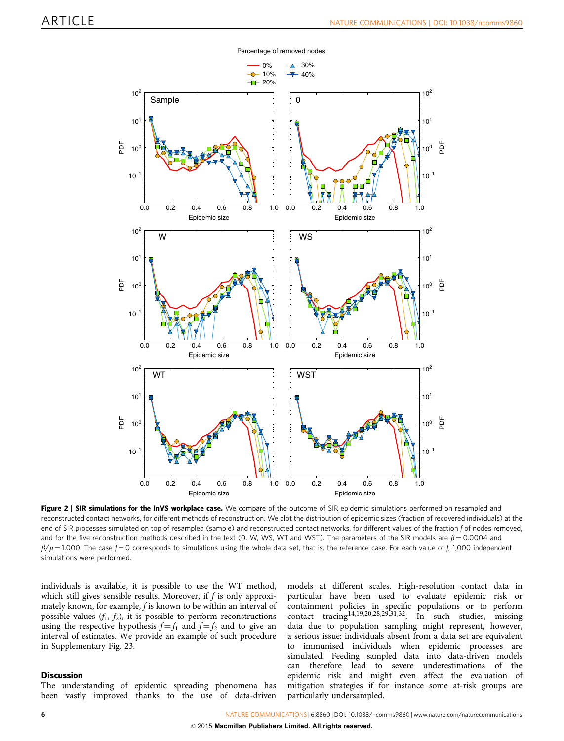**Figure 2 | SIR simulations for the InVS workplace case.** We compare of the outcome of SIR epidemic simulations performed on resampled and reconstructed contact networks, for different methods of reconstruction. We plot the distribution of epidemic sizes (fraction of recovered individuals) at the end of SIR processes simulated on top of resampled (sample) and reconstructed contact networks, for different values of the fraction $f$ of nodes removed, and for the five reconstruction methods described in the text (0, W, WS, WT and WST). The parameters of the SIR models are $\beta = 0.0004$ and $\beta/\mu = 1{,}000$. The case $f = 0$ corresponds to simulations using the whole data set, that is, the reference case. For each value of $f$, 1,000 independent simulations were performed.

individuals is available, it is possible to use the WT method, which still gives sensible results. Moreover, if $f$ is only approximately known, for example, $f$ is known to be within an interval of possible values $(f_1, f_2)$, it is possible to perform reconstructions using the respective hypothesis $f = f_1$ and $f = f_2$ and to give an interval of estimates. We provide an example of such procedure in Supplementary Fig. 23.

## Discussion

The understanding of epidemic spreading phenomena has been vastly improved thanks to the use of data-driven models at different scales. High-resolution contact data in particular have been used to evaluate epidemic risk or containment policies in specific populations or to perform contact tracing[14,19,20,28,29,31,32]. In such studies, missing data due to population sampling might represent, however, a serious issue: individuals absent from a data set are equivalent to immunised individuals when epidemic processes are simulated. Feeding sampled data into data-driven models can therefore lead to severe underestimations of the epidemic risk and might even affect the evaluation of mitigation strategies if for instance some at-risk groups are particularly undersampled.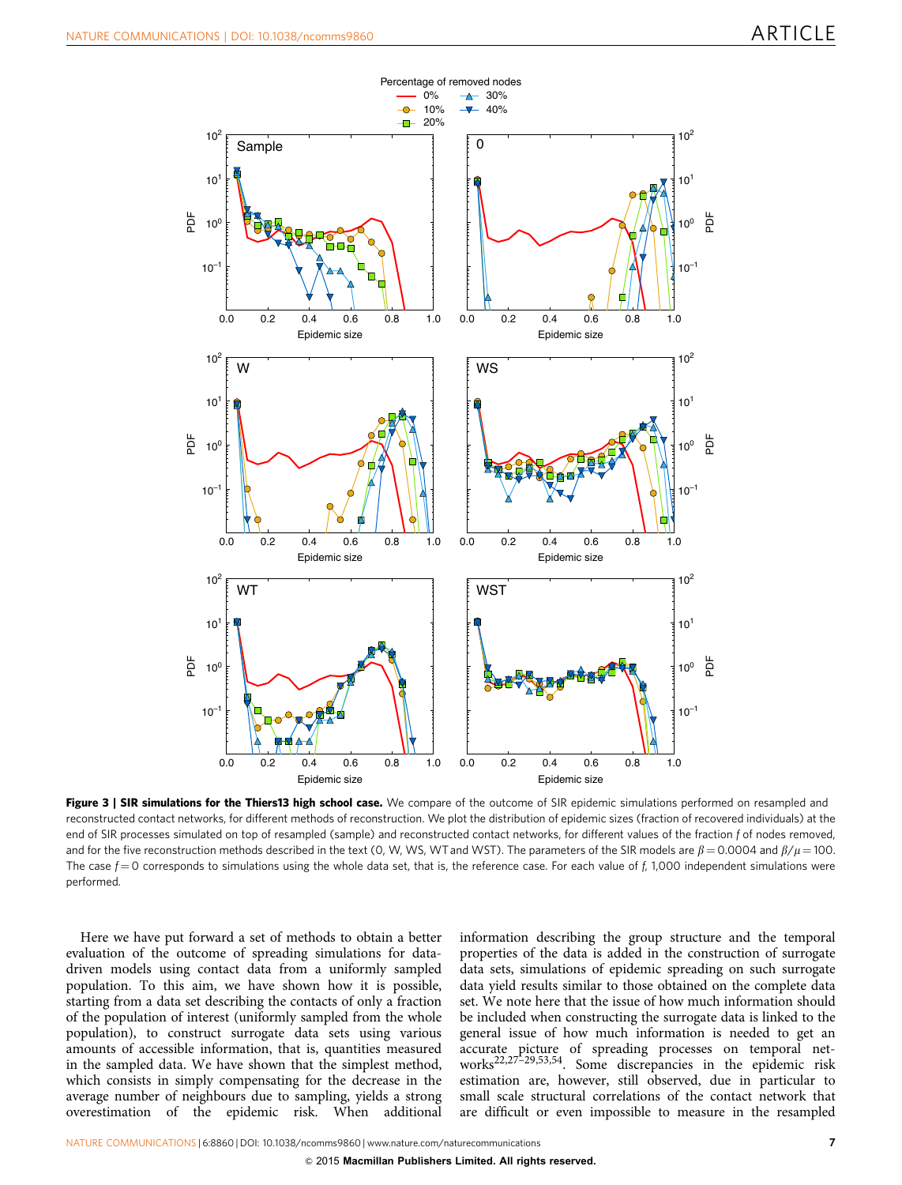**Figure 3 | SIR simulations for the Thiers13 high school case.** We compare of the outcome of SIR epidemic simulations performed on resampled and reconstructed contact networks, for different methods of reconstruction. We plot the distribution of epidemic sizes (fraction of recovered individuals) at the end of SIR processes simulated on top of resampled (sample) and reconstructed contact networks, for different values of the fraction $f$ of nodes removed, and for the five reconstruction methods described in the text (0, W, WS, WT and WST). The parameters of the SIR models are $\beta = 0.0004$ and $\beta/\mu = 100$. The case $f = 0$ corresponds to simulations using the whole data set, that is, the reference case. For each value of $f$, 1,000 independent simulations were performed.

Here we have put forward a set of methods to obtain a better evaluation of the outcome of spreading simulations for data-driven models using contact data from a uniformly sampled population. To this aim, we have shown how it is possible, starting from a data set describing the contacts of only a fraction of the population of interest (uniformly sampled from the whole population), to construct surrogate data sets using various amounts of accessible information, that is, quantities measured in the sampled data. We have shown that the simplest method, which consists in simply compensating for the decrease in the average number of neighbours due to sampling, yields a strong overestimation of the epidemic risk. When additional information describing the group structure and the temporal properties of the data is added in the construction of surrogate data sets, simulations of epidemic spreading on such surrogate data yield results similar to those obtained on the complete data set. We note here that the issue of how much information should be included when constructing the surrogate data is linked to the general issue of how much information is needed to get an accurate picture of spreading processes on temporal networks[22,27–29,53,54]. Some discrepancies in the epidemic risk estimation are, however, still observed, due in particular to small scale structural correlations of the contact network that are difficult or even impossible to measure in the resampled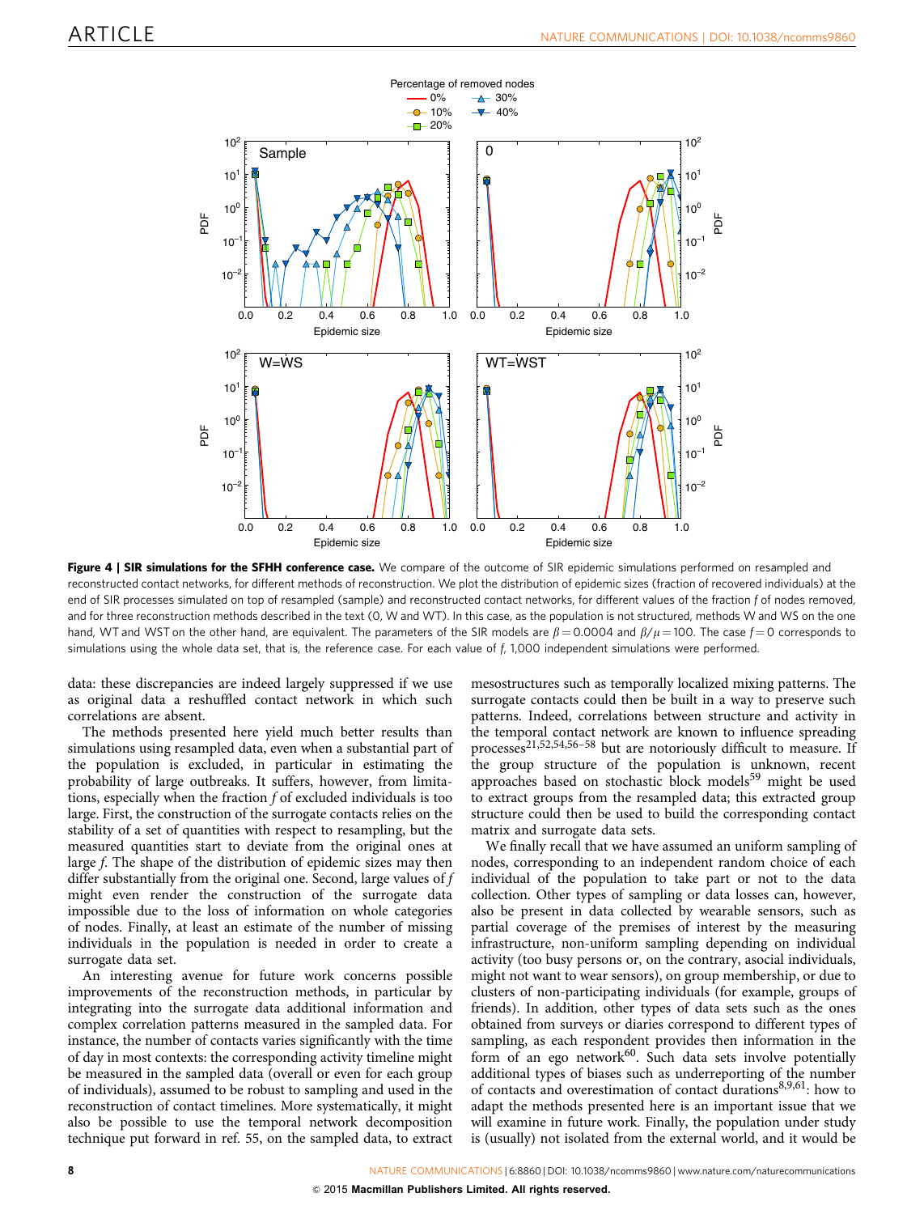**Figure 4 | SIR simulations for the SFHH conference case.** We compare of the outcome of SIR epidemic simulations performed on resampled and reconstructed contact networks, for different methods of reconstruction. We plot the distribution of epidemic sizes (fraction of recovered individuals) at the end of SIR processes simulated on top of resampled (sample) and reconstructed contact networks, for different values of the fraction $f$ of nodes removed, and for three reconstruction methods described in the text (0, W and WT). In this case, as the population is not structured, methods W and WS on the one hand, WT and WST on the other hand, are equivalent. The parameters of the SIR models are $\beta = 0.0004$ and $\beta/\mu = 100$. The case $f = 0$ corresponds to simulations using the whole data set, that is, the reference case. For each value of $f$, 1,000 independent simulations were performed.

data: these discrepancies are indeed largely suppressed if we use as original data a reshuffled contact network in which such correlations are absent.

The methods presented here yield much better results than simulations using resampled data, even when a substantial part of the population is excluded, in particular in estimating the probability of large outbreaks. It suffers, however, from limitations, especially when the fraction $f$ of excluded individuals is too large. First, the construction of the surrogate contacts relies on the stability of a set of quantities with respect to resampling, but the measured quantities start to deviate from the original ones at large $f$. The shape of the distribution of epidemic sizes may then differ substantially from the original one. Second, large values of $f$ might even render the construction of the surrogate data impossible due to the loss of information on whole categories of nodes. Finally, at least an estimate of the number of missing individuals in the population is needed in order to create a surrogate data set.

An interesting avenue for future work concerns possible improvements of the reconstruction methods, in particular by integrating into the surrogate data additional information and complex correlation patterns measured in the sampled data. For instance, the number of contacts varies significantly with the time of day in most contexts: the corresponding activity timeline might be measured in the sampled data (overall or even for each group of individuals), assumed to be robust to sampling and used in the reconstruction of contact timelines. More systematically, it might also be possible to use the temporal network decomposition technique put forward in ref. 55, on the sampled data, to extract mesostructures such as temporally localized mixing patterns. The surrogate contacts could then be built in a way to preserve such patterns. Indeed, correlations between structure and activity in the temporal contact network are known to influence spreading processes[21,52,54,56–58] but are notoriously difficult to measure. If the group structure of the population is unknown, recent approaches based on stochastic block models[59] might be used to extract groups from the resampled data; this extracted group structure could then be used to build the corresponding contact matrix and surrogate data sets.

We finally recall that we have assumed an uniform sampling of nodes, corresponding to an independent random choice of each individual of the population to take part or not to the data collection. Other types of sampling or data losses can, however, also be present in data collected by wearable sensors, such as partial coverage of the premises of interest by the measuring infrastructure, non-uniform sampling depending on individual activity (too busy persons or, on the contrary, asocial individuals, might not want to wear sensors), on group membership, or due to clusters of non-participating individuals (for example, groups of friends). In addition, other types of data sets such as the ones obtained from surveys or diaries correspond to different types of sampling, as each respondent provides then information in the form of an ego network[60]. Such data sets involve potentially additional types of biases such as underreporting of the number of contacts and overestimation of contact durations[8,9,61]: how to adapt the methods presented here is an important issue that we will examine in future work. Finally, the population under study is (usually) not isolated from the external world, and it would be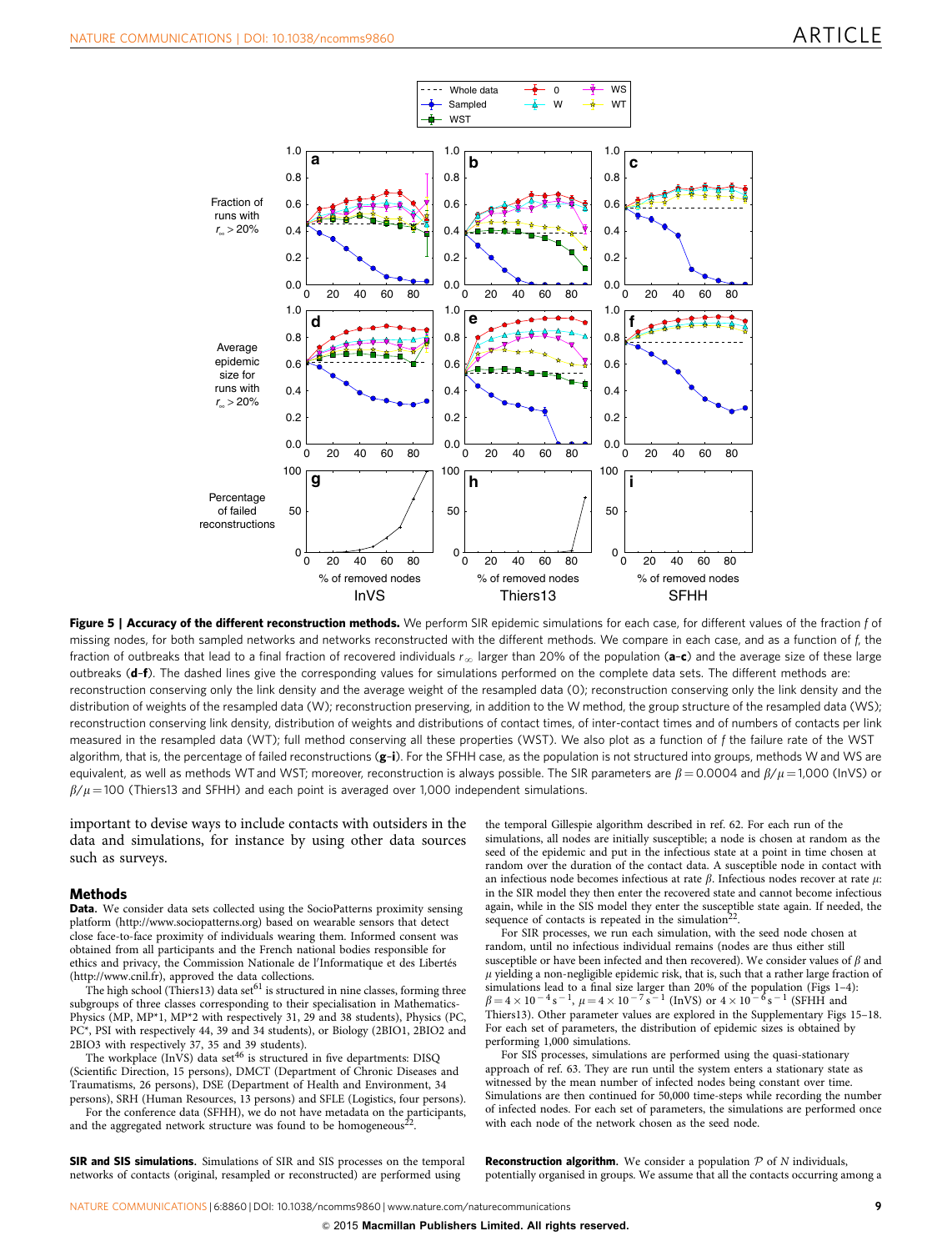**Figure 5 | Accuracy of the different reconstruction methods.** We perform SIR epidemic simulations for each case, for different values of the fraction $f$ of missing nodes, for both sampled networks and networks reconstructed with the different methods. We compare in each case, and as a function of $f$, the fraction of outbreaks that lead to a final fraction of recovered individuals $r_\infty$ larger than 20% of the population (**a–c**) and the average size of these large outbreaks (**d–f**). The dashed lines give the corresponding values for simulations performed on the complete data sets. The different methods are: reconstruction conserving only the link density and the average weight of the resampled data (0); reconstruction conserving only the link density and the distribution of weights of the resampled data (W); reconstruction preserving, in addition to the W method, the group structure of the resampled data (WS); reconstruction conserving link density, distribution of weights and distributions of contact times, of inter-contact times and of numbers of contacts per link measured in the resampled data (WT); full method conserving all these properties (WST). We also plot as a function of $f$ the failure rate of the WST algorithm, that is, the percentage of failed reconstructions (**g–i**). For the SFHH case, as the population is not structured into groups, methods W and WS are equivalent, as well as methods WT and WST; moreover, reconstruction is always possible. The SIR parameters are $\beta = 0.0004$ and $\beta/\mu = 1{,}000$ (InVS) or $\beta/\mu = 100$ (Thiers13 and SFHH) and each point is averaged over 1,000 independent simulations.

important to devise ways to include contacts with outsiders in the data and simulations, for instance by using other data sources such as surveys.

## Methods

**Data.** We consider data sets collected using the SocioPatterns proximity sensing platform (http://www.sociopatterns.org) based on wearable sensors that detect close face-to-face proximity of individuals wearing them. Informed consent was obtained from all participants and the French national bodies responsible for ethics and privacy, the Commission Nationale de l'Informatique et des Libertés (http://www.cnil.fr), approved the data collections.

The high school (Thiers13) data set[61] is structured in nine classes, forming three subgroups of three classes corresponding to their specialisation in Mathematics-Physics (MP, MP*1, MP*2 with respectively 31, 29 and 38 students), Physics (PC, PC*, PSI with respectively 44, 39 and 34 students), or Biology (2BIO1, 2BIO2 and 2BIO3 with respectively 37, 35 and 39 students).

The workplace (InVS) data set[46] is structured in five departments: DISQ (Scientific Direction, 15 persons), DMCT (Department of Chronic Diseases and Traumatisms, 26 persons), DSE (Department of Health and Environment, 34 persons), SRH (Human Resources, 13 persons) and SFLE (Logistics, four persons).

For the conference data (SFHH), we do not have metadata on the participants, and the aggregated network structure was found to be homogeneous[22].

**SIR and SIS simulations.** Simulations of SIR and SIS processes on the temporal networks of contacts (original, resampled or reconstructed) are performed using the temporal Gillespie algorithm described in ref. 62. For each run of the simulations, all nodes are initially susceptible; a node is chosen at random as the seed of the epidemic and put in the infectious state at a point in time chosen at random over the duration of the contact data. A susceptible node in contact with an infectious node becomes infectious at rate $\beta$. Infectious nodes recover at rate $\mu$: in the SIR model they then enter the recovered state and cannot become infectious again, while in the SIS model they enter the susceptible state again. If needed, the sequence of contacts is repeated in the simulation[22].

For SIR processes, we run each simulation, with the seed node chosen at random, until no infectious individual remains (nodes are thus either still susceptible or have been infected and then recovered). We consider values of $\beta$ and $\mu$ yielding a non-negligible epidemic risk, that is, such that a rather large fraction of simulations lead to a final size larger than 20% of the population (Figs 1–4): $\beta = 4 \times 10^{-4}\,\mathrm{s}^{-1}$, $\mu = 4 \times 10^{-7}\,\mathrm{s}^{-1}$ (InVS) or $4 \times 10^{-6}\,\mathrm{s}^{-1}$ (SFHH and Thiers13). Other parameter values are explored in the Supplementary Figs 15–18. For each set of parameters, the distribution of epidemic sizes is obtained by performing 1,000 simulations.

For SIS processes, simulations are performed using the quasi-stationary approach of ref. 63. They are run until the system enters a stationary state as witnessed by the mean number of infected nodes being constant over time. Simulations are then continued for 50,000 time-steps while recording the number of infected nodes. For each set of parameters, the simulations are performed once with each node of the network chosen as the seed node.

**Reconstruction algorithm.** We consider a population $\mathcal{P}$ of $N$ individuals, potentially organised in groups. We assume that all the contacts occurring among a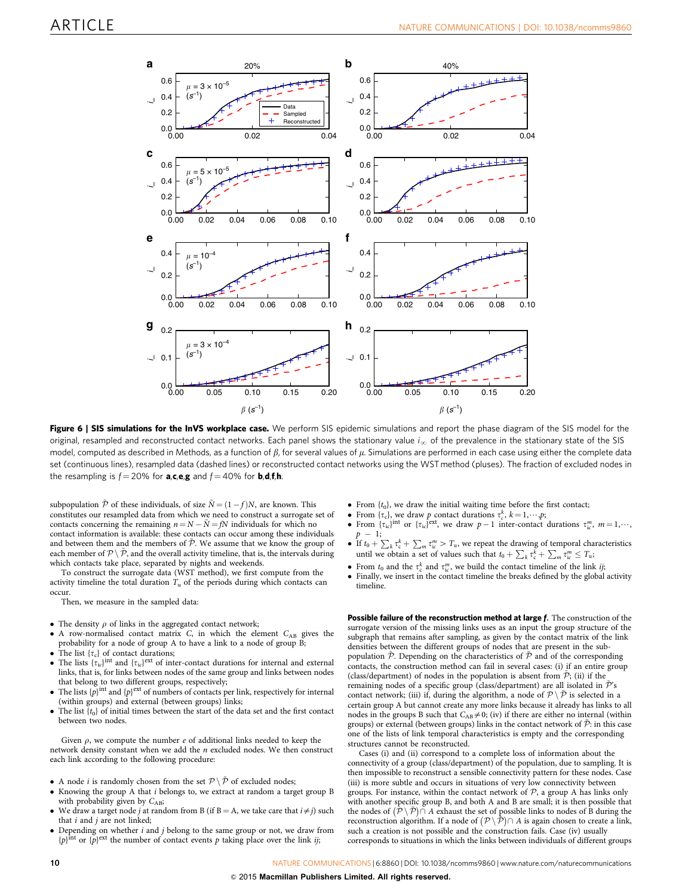**Figure 6 | SIS simulations for the InVS workplace case.** We perform SIS epidemic simulations and report the phase diagram of the SIS model for the original, resampled and reconstructed contact networks. Each panel shows the stationary value $i_\infty$ of the prevalence in the stationary state of the SIS model, computed as described in Methods, as a function of $\beta$, for several values of $\mu$. Simulations are performed in each case using either the complete data set (continuous lines), resampled data (dashed lines) or reconstructed contact networks using the WST method (pluses). The fraction of excluded nodes in the resampling is $f = 20\%$ for **a**,**c**,**e**,**g** and $f = 40\%$ for **b**,**d**,**f**,**h**.

subpopulation $\tilde{\mathcal{P}}$ of these individuals, of size $\tilde{N} = (1 - f)N$, are known. This constitutes our resampled data from which we need to construct a surrogate set of contacts concerning the remaining $n = N - \tilde{N} = fN$ individuals for which no contact information is available: these contacts can occur among these individuals and between them and the members of $\tilde{\mathcal{P}}$. We assume that we know the group of each member of $\mathcal{P} \setminus \tilde{\mathcal{P}}$, and the overall activity timeline, that is, the intervals during which contacts take place, separated by nights and weekends.

To construct the surrogate data (WST method), we first compute from the activity timeline the total duration $T_u$ of the periods during which contacts can occur.

Then, we measure in the sampled data:

- The density $\rho$ of links in the aggregated contact network;
- A row-normalised contact matrix $C$, in which the element $C_{AB}$ gives the probability for a node of group A to have a link to a node of group B;
- The list $\{\tau_c\}$ of contact durations;
- The lists $\{\tau_{ic}\}^{int}$ and $\{\tau_{ic}\}^{ext}$ of inter-contact durations for internal and external links, that is, for links between nodes of the same group and links between nodes that belong to two different groups, respectively;
- The lists $\{p\}^{int}$ and $\{p\}^{ext}$ of numbers of contacts per link, respectively for internal (within groups) and external (between groups) links;
- The list $\{t_0\}$ of initial times between the start of the data set and the first contact between two nodes.

Given $\rho$, we compute the number $e$ of additional links needed to keep the network density constant when we add the $n$ excluded nodes. We then construct each link according to the following procedure:

- A node $i$ is randomly chosen from the set $\mathcal{P} \setminus \tilde{\mathcal{P}}$ of excluded nodes;
- Knowing the group A that $i$ belongs to, we extract at random a target group B with probability given by $C_{AB}$;
- We draw a target node $j$ at random from B (if B = A, we take care that $i \neq j$) such that $i$ and $j$ are not linked;
- Depending on whether $i$ and $j$ belong to the same group or not, we draw from $\{p\}^{int}$ or $\{p\}^{ext}$ the number of contact events $p$ taking place over the link $ij$;
- From $\{t_0\}$, we draw the initial waiting time before the first contact;
- From $\{\tau_c\}$, we draw $p$ contact durations $\tau_c^k$, $k = 1, \cdots, p$;
- From $\{\tau_{ic}\}^{int}$ or $\{\tau_{ic}\}^{ext}$, we draw $p - 1$ inter-contact durations $\tau_{ic}^m$, $m = 1, \cdots, p - 1$;
- If $t_0 + \sum_k \tau_c^k + \sum_m \tau_{ic}^m > T_u$, we repeat the drawing of temporal characteristics until we obtain a set of values such that $t_0 + \sum_k \tau_c^k + \sum_m \tau_{ic}^m \leq T_u$;
- From $t_0$ and the $\tau_c^k$ and $\tau_{ic}^m$, we build the contact timeline of the link $ij$;
- Finally, we insert in the contact timeline the breaks defined by the global activity timeline.

**Possible failure of the reconstruction method at large $f$.** The construction of the surrogate version of the missing links uses as an input the group structure of the subgraph that remains after sampling, as given by the contact matrix of the link densities between the different groups of nodes that are present in the sub-population $\tilde{\mathcal{P}}$. Depending on the characteristics of $\tilde{\mathcal{P}}$ and of the corresponding contacts, the construction method can fail in several cases: (i) if an entire group (class/department) of nodes in the population is absent from $\tilde{\mathcal{P}}$; (ii) if the remaining nodes of a specific group (class/department) are all isolated in $\tilde{\mathcal{P}}$'s contact network; (iii) if, during the algorithm, a node of $\mathcal{P} \setminus \tilde{\mathcal{P}}$ is selected in a certain group A but cannot create any more links because it already has links to all nodes in the groups B such that $C_{AB} \neq 0$; (iv) if there are either no internal (within groups) or external (between groups) links in the contact network of $\tilde{\mathcal{P}}$: in this case one of the lists of link temporal characteristics is empty and the corresponding structures cannot be reconstructed.

Cases (i) and (ii) correspond to a complete loss of information about the connectivity of a group (class/department) of the population, due to sampling. It is then impossible to reconstruct a sensible connectivity pattern for these nodes. Case (iii) is more subtle and occurs in situations of very low connectivity between groups. For instance, within the contact network of $\mathcal{P}$, a group A has links only with another specific group B, and both A and B are small; it is then possible that the nodes of $(\mathcal{P} \setminus \tilde{\mathcal{P}}) \cap A$ exhaust the set of possible links to nodes of B during the reconstruction algorithm. If a node of $(\mathcal{P} \setminus \tilde{\mathcal{P}}) \cap A$ is again chosen to create a link, such a creation is not possible and the construction fails. Case (iv) usually corresponds to situations in which the links between individuals of different groups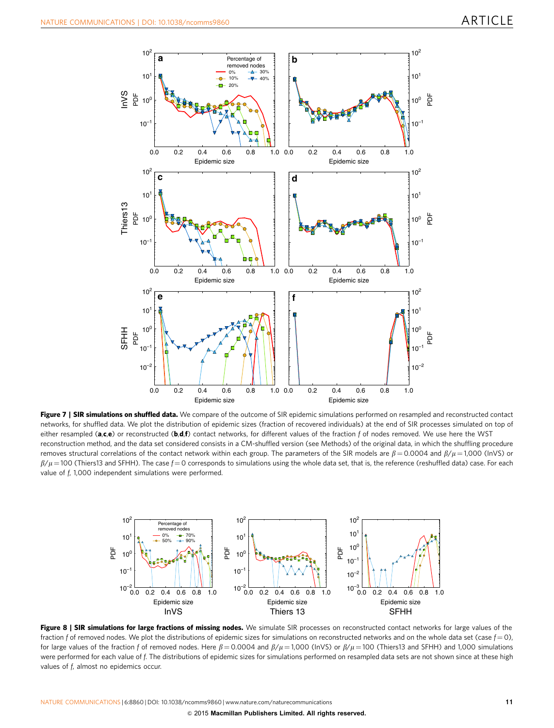**Figure 7 | SIR simulations on shuffled data.** We compare of the outcome of SIR epidemic simulations performed on resampled and reconstructed contact networks, for shuffled data. We plot the distribution of epidemic sizes (fraction of recovered individuals) at the end of SIR processes simulated on top of either resampled (**a**,**c**,**e**) or reconstructed (**b**,**d**,**f**) contact networks, for different values of the fraction $f$ of nodes removed. We use here the WST reconstruction method, and the data set considered consists in a CM-shuffled version (see Methods) of the original data, in which the shuffling procedure removes structural correlations of the contact network within each group. The parameters of the SIR models are $\beta = 0.0004$ and $\beta/\mu = 1{,}000$ (InVS) or $\beta/\mu = 100$ (Thiers13 and SFHH). The case $f = 0$ corresponds to simulations using the whole data set, that is, the reference (reshuffled data) case. For each value of $f$, 1,000 independent simulations were performed.

**Figure 8 | SIR simulations for large fractions of missing nodes.** We simulate SIR processes on reconstructed contact networks for large values of the fraction $f$ of removed nodes. We plot the distributions of epidemic sizes for simulations on reconstructed networks and on the whole data set (case $f = 0$), for large values of the fraction $f$ of removed nodes. Here $\beta = 0.0004$ and $\beta/\mu = 1{,}000$ (InVS) or $\beta/\mu = 100$ (Thiers13 and SFHH) and 1,000 simulations were performed for each value of $f$. The distributions of epidemic sizes for simulations performed on resampled data sets are not shown since at these high values of $f$, almost no epidemics occur.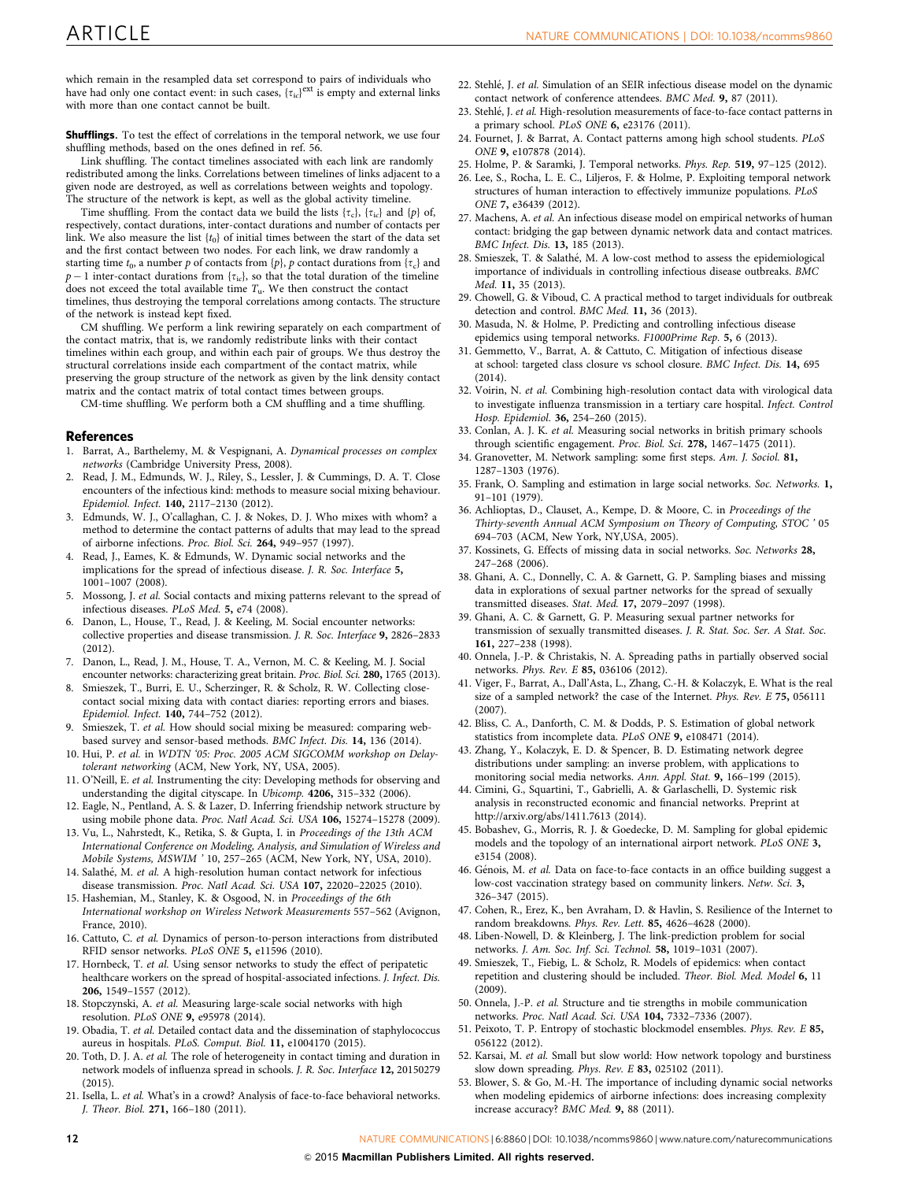which remain in the resampled data set correspond to pairs of individuals who have had only one contact event: in such cases, $\{\tau_{ic}\}^{ext}$ is empty and external links with more than one contact cannot be built.

**Shufflings.** To test the effect of correlations in the temporal network, we use four shuffling methods, based on the ones defined in ref. 56.

Link shuffling. The contact timelines associated with each link are randomly redistributed among the links. Correlations between timelines of links adjacent to a given node are destroyed, as well as correlations between weights and topology. The structure of the network is kept, as well as the global activity timeline.

Time shuffling. From the contact data we build the lists $\{\tau_c\}$, $\{\tau_{ic}\}$ and $\{p\}$ of, respectively, contact durations, inter-contact durations and number of contacts per link. We also measure the list $\{t_0\}$ of initial times between the start of the data set and the first contact between two nodes. For each link, we draw randomly a starting time $t_0$, a number $p$ of contacts from $\{p\}$, $p$ contact durations from $\{\tau_c\}$ and $p-1$ inter-contact durations from $\{\tau_{ic}\}$, so that the total duration of the timeline does not exceed the total available time $T_{\mathrm{u}}$. We then construct the contact timelines, thus destroying the temporal correlations among contacts. The structure of the network is instead kept fixed.

CM shuffling. We perform a link rewiring separately on each compartment of the contact matrix, that is, we randomly redistribute links with their contact timelines within each group, and within each pair of groups. We thus destroy the structural correlations inside each compartment of the contact matrix, while preserving the group structure of the network as given by the link density contact matrix and the contact matrix of total contact times between groups.

CM-time shuffling. We perform both a CM shuffling and a time shuffling.

## References

1. Barrat, A., Barthelemy, M. & Vespignani, A. *Dynamical processes on complex networks* (Cambridge University Press, 2008).
2. Read, J. M., Edmunds, W. J., Riley, S., Lessler, J. & Cummings, D. A. T. Close encounters of the infectious kind: methods to measure social mixing behaviour. *Epidemiol. Infect.* **140,** 2117–2130 (2012).
3. Edmunds, W. J., O'callaghan, C. J. & Nokes, D. J. Who mixes with whom? a method to determine the contact patterns of adults that may lead to the spread of airborne infections. *Proc. Biol. Sci.* **264,** 949–957 (1997).
4. Read, J., Eames, K. & Edmunds, W. Dynamic social networks and the implications for the spread of infectious disease. *J. R. Soc. Interface* **5,** 1001–1007 (2008).
5. Mossong, J. *et al.* Social contacts and mixing patterns relevant to the spread of infectious diseases. *PLoS Med.* **5,** e74 (2008).
6. Danon, L., House, T., Read, J. & Keeling, M. Social encounter networks: collective properties and disease transmission. *J. R. Soc. Interface* **9,** 2826–2833 (2012).
7. Danon, L., Read, J. M., House, T. A., Vernon, M. C. & Keeling, M. J. Social encounter networks: characterizing great britain. *Proc. Biol. Sci.* **280,** 1765 (2013).
8. Smieszek, T., Burri, E. U., Scherzinger, R. & Scholz, R. W. Collecting close-contact social mixing data with contact diaries: reporting errors and biases. *Epidemiol. Infect.* **140,** 744–752 (2012).
9. Smieszek, T. *et al.* How should social mixing be measured: comparing web-based survey and sensor-based methods. *BMC Infect. Dis.* **14,** 136 (2014).
10. Hui, P. *et al.* in *WDTN '05: Proc. 2005 ACM SIGCOMM workshop on Delay-tolerant networking* (ACM, New York, NY, USA, 2005).
11. O'Neill, E. *et al.* Instrumenting the city: Developing methods for observing and understanding the digital cityscape. In *Ubicomp.* **4206,** 315–332 (2006).
12. Eagle, N., Pentland, A. S. & Lazer, D. Inferring friendship network structure by using mobile phone data. *Proc. Natl Acad. Sci. USA* **106,** 15274–15278 (2009).
13. Vu, L., Nahrstedt, K., Retika, S. & Gupta, I. in *Proceedings of the 13th ACM International Conference on Modeling, Analysis, and Simulation of Wireless and Mobile Systems, MSWIM ' 10*, 257–265 (ACM, New York, NY, USA, 2010).
14. Salathé, M. *et al.* A high-resolution human contact network for infectious disease transmission. *Proc. Natl Acad. Sci. USA* **107,** 22020–22025 (2010).
15. Hashemian, M., Stanley, K. & Osgood, N. in *Proceedings of the 6th International workshop on Wireless Network Measurements* 557–562 (Avignon, France, 2010).
16. Cattuto, C. *et al.* Dynamics of person-to-person interactions from distributed RFID sensor networks. *PLoS ONE* **5,** e11596 (2010).
17. Hornbeck, T. *et al.* Using sensor networks to study the effect of peripatetic healthcare workers on the spread of hospital-associated infections. *J. Infect. Dis.* **206,** 1549–1557 (2012).
18. Stopczynski, A. *et al.* Measuring large-scale social networks with high resolution. *PLoS ONE* **9,** e95978 (2014).
19. Obadia, T. *et al.* Detailed contact data and the dissemination of staphylococcus aureus in hospitals. *PLoS. Comput. Biol.* **11,** e1004170 (2015).
20. Toth, D. J. A. *et al.* The role of heterogeneity in contact timing and duration in network models of influenza spread in schools. *J. R. Soc. Interface* **12,** 20150279 (2015).
21. Isella, L. *et al.* What's in a crowd? Analysis of face-to-face behavioral networks. *J. Theor. Biol.* **271,** 166–180 (2011).
22. Stehlé, J. *et al.* Simulation of an SEIR infectious disease model on the dynamic contact network of conference attendees. *BMC Med.* **9,** 87 (2011).
23. Stehlé, J. *et al.* High-resolution measurements of face-to-face contact patterns in a primary school. *PLoS ONE* **6,** e23176 (2011).
24. Fournet, J. & Barrat, A. Contact patterns among high school students. *PLoS ONE* **9,** e107878 (2014).
25. Holme, P. & Saramki, J. Temporal networks. *Phys. Rep.* **519,** 97–125 (2012).
26. Lee, S., Rocha, L. E. C., Liljeros, F. & Holme, P. Exploiting temporal network structures of human interaction to effectively immunize populations. *PLoS ONE* **7,** e36439 (2012).
27. Machens, A. *et al.* An infectious disease model on empirical networks of human contact: bridging the gap between dynamic network data and contact matrices. *BMC Infect. Dis.* **13,** 185 (2013).
28. Smieszek, T. & Salathé, M. A low-cost method to assess the epidemiological importance of individuals in controlling infectious disease outbreaks. *BMC Med.* **11,** 35 (2013).
29. Chowell, G. & Viboud, C. A practical method to target individuals for outbreak detection and control. *BMC Med.* **11,** 36 (2013).
30. Masuda, N. & Holme, P. Predicting and controlling infectious disease epidemics using temporal networks. *F1000Prime Rep.* **5,** 6 (2013).
31. Gemmetto, V., Barrat, A. & Cattuto, C. Mitigation of infectious disease at school: targeted class closure vs school closure. *BMC Infect. Dis.* **14,** 695 (2014).
32. Voirin, N. *et al.* Combining high-resolution contact data with virological data to investigate influenza transmission in a tertiary care hospital. *Infect. Control Hosp. Epidemiol.* **36,** 254–260 (2015).
33. Conlan, A. J. K. *et al.* Measuring social networks in british primary schools through scientific engagement. *Proc. Biol. Sci.* **278,** 1467–1475 (2011).
34. Granovetter, M. Network sampling: some first steps. *Am. J. Sociol.* **81,** 1287–1303 (1976).
35. Frank, O. Sampling and estimation in large social networks. *Soc. Networks.* **1,** 91–101 (1979).
36. Achlioptas, D., Clauset, A., Kempe, D. & Moore, C. in *Proceedings of the Thirty-seventh Annual ACM Symposium on Theory of Computing, STOC ' 05* 694–703 (ACM, New York, NY,USA, 2005).
37. Kossinets, G. Effects of missing data in social networks. *Soc. Networks* **28,** 247–268 (2006).
38. Ghani, A. C., Donnelly, C. A. & Garnett, G. P. Sampling biases and missing data in explorations of sexual partner networks for the spread of sexually transmitted diseases. *Stat. Med.* **17,** 2079–2097 (1998).
39. Ghani, A. C. & Garnett, G. P. Measuring sexual partner networks for transmission of sexually transmitted diseases. *J. R. Stat. Soc. Ser. A Stat. Soc.* **161,** 227–238 (1998).
40. Onnela, J.-P. & Christakis, N. A. Spreading paths in partially observed social networks. *Phys. Rev. E* **85,** 036106 (2012).
41. Viger, F., Barrat, A., Dall'Asta, L., Zhang, C.-H. & Kolaczyk, E. What is the real size of a sampled network? the case of the Internet. *Phys. Rev. E* **75,** 056111 (2007).
42. Bliss, C. A., Danforth, C. M. & Dodds, P. S. Estimation of global network statistics from incomplete data. *PLoS ONE* **9,** e108471 (2014).
43. Zhang, Y., Kolaczyk, E. D. & Spencer, B. D. Estimating network degree distributions under sampling: an inverse problem, with applications to monitoring social media networks. *Ann. Appl. Stat.* **9,** 166–199 (2015).
44. Cimini, G., Squartini, T., Gabrielli, A. & Garlaschelli, D. Systemic risk analysis in reconstructed economic and financial networks. Preprint at http://arxiv.org/abs/1411.7613 (2014).
45. Bobashev, G., Morris, R. J. & Goedecke, D. M. Sampling for global epidemic models and the topology of an international airport network. *PLoS ONE* **3,** e3154 (2008).
46. Génois, M. *et al.* Data on face-to-face contacts in an office building suggest a low-cost vaccination strategy based on community linkers. *Netw. Sci.* **3,** 326–347 (2015).
47. Cohen, R., Erez, K., ben Avraham, D. & Havlin, S. Resilience of the Internet to random breakdowns. *Phys. Rev. Lett.* **85,** 4626–4628 (2000).
48. Liben-Nowell, D. & Kleinberg, J. The link-prediction problem for social networks. *J. Am. Soc. Inf. Sci. Technol.* **58,** 1019–1031 (2007).
49. Smieszek, T., Fiebig, L. & Scholz, R. Models of epidemics: when contact repetition and clustering should be included. *Theor. Biol. Med. Model* **6,** 11 (2009).
50. Onnela, J.-P. *et al.* Structure and tie strengths in mobile communication networks. *Proc. Natl Acad. Sci. USA* **104,** 7332–7336 (2007).
51. Peixoto, T. P. Entropy of stochastic blockmodel ensembles. *Phys. Rev. E* **85,** 056122 (2012).
52. Karsai, M. *et al.* Small but slow world: How network topology and burstiness slow down spreading. *Phys. Rev. E* **83,** 025102 (2011).
53. Blower, S. & Go, M.-H. The importance of including dynamic social networks when modeling epidemics of airborne infections: does increasing complexity increase accuracy? *BMC Med.* **9,** 88 (2011).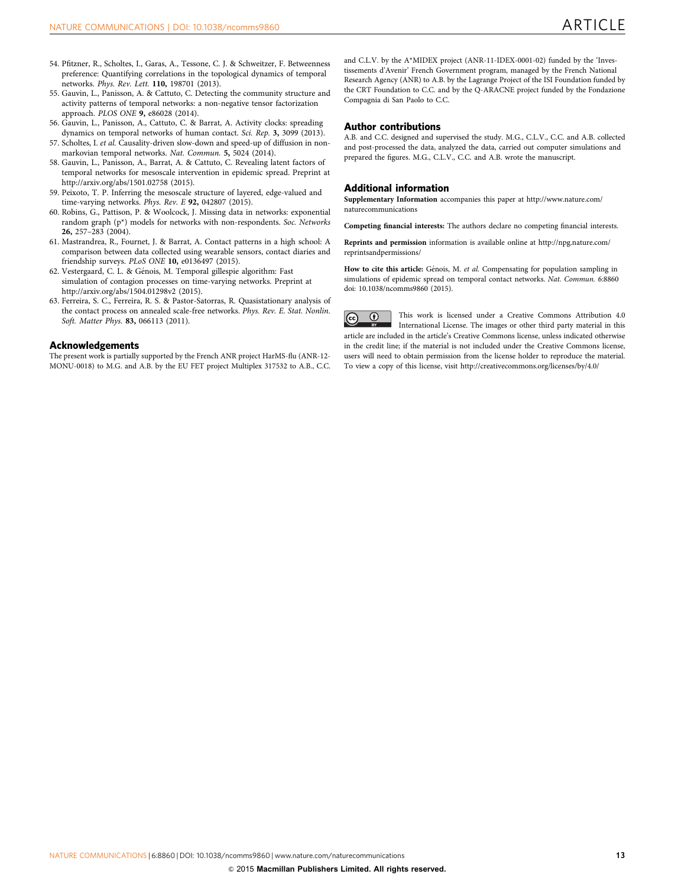54. Pfitzner, R., Scholtes, I., Garas, A., Tessone, C. J. & Schweitzer, F. Betweenness preference: Quantifying correlations in the topological dynamics of temporal networks. *Phys. Rev. Lett.* **110,** 198701 (2013).
55. Gauvin, L., Panisson, A. & Cattuto, C. Detecting the community structure and activity patterns of temporal networks: a non-negative tensor factorization approach. *PLOS ONE* **9,** e86028 (2014).
56. Gauvin, L., Panisson, A., Cattuto, C. & Barrat, A. Activity clocks: spreading dynamics on temporal networks of human contact. *Sci. Rep.* **3,** 3099 (2013).
57. Scholtes, I. *et al.* Causality-driven slow-down and speed-up of diffusion in non-markovian temporal networks. *Nat. Commun.* **5,** 5024 (2014).
58. Gauvin, L., Panisson, A., Barrat, A. & Cattuto, C. Revealing latent factors of temporal networks for mesoscale intervention in epidemic spread. Preprint at http://arxiv.org/abs/1501.02758 (2015).
59. Peixoto, T. P. Inferring the mesoscale structure of layered, edge-valued and time-varying networks. *Phys. Rev. E* **92,** 042807 (2015).
60. Robins, G., Pattison, P. & Woolcock, J. Missing data in networks: exponential random graph (p*) models for networks with non-respondents. *Soc. Networks* **26,** 257–283 (2004).
61. Mastrandrea, R., Fournet, J. & Barrat, A. Contact patterns in a high school: A comparison between data collected using wearable sensors, contact diaries and friendship surveys. *PLoS ONE* **10,** e0136497 (2015).
62. Vestergaard, C. L. & Génois, M. Temporal gillespie algorithm: Fast simulation of contagion processes on time-varying networks. Preprint at http://arxiv.org/abs/1504.01298v2 (2015).
63. Ferreira, S. C., Ferreira, R. S. & Pastor-Satorras, R. Quasistationary analysis of the contact process on annealed scale-free networks. *Phys. Rev. E. Stat. Nonlin. Soft. Matter Phys.* **83,** 066113 (2011).

## Acknowledgements

The present work is partially supported by the French ANR project HarMS-flu (ANR-12-MONU-0018) to M.G. and A.B. by the EU FET project Multiplex 317532 to A.B., C.C. and C.L.V. by the A*MIDEX project (ANR-11-IDEX-0001-02) funded by the 'Investissements d'Avenir' French Government program, managed by the French National Research Agency (ANR) to A.B. by the Lagrange Project of the ISI Foundation funded by the CRT Foundation to C.C. and by the Q-ARACNE project funded by the Fondazione Compagnia di San Paolo to C.C.

## Author contributions

A.B. and C.C. designed and supervised the study. M.G., C.L.V., C.C. and A.B. collected and post-processed the data, analyzed the data, carried out computer simulations and prepared the figures. M.G., C.L.V., C.C. and A.B. wrote the manuscript.

## Additional information

**Supplementary Information** accompanies this paper at http://www.nature.com/naturecommunications

**Competing financial interests:** The authors declare no competing financial interests.

**Reprints and permission** information is available online at http://npg.nature.com/reprintsandpermissions/

**How to cite this article:** Génois, M. *et al.* Compensating for population sampling in simulations of epidemic spread on temporal contact networks. *Nat. Commun.* 6:8860 doi: 10.1038/ncomms9860 (2015).

This work is licensed under a Creative Commons Attribution 4.0 International License. The images or other third party material in this article are included in the article's Creative Commons license, unless indicated otherwise in the credit line; if the material is not included under the Creative Commons license, users will need to obtain permission from the license holder to reproduce the material. To view a copy of this license, visit http://creativecommons.org/licenses/by/4.0/